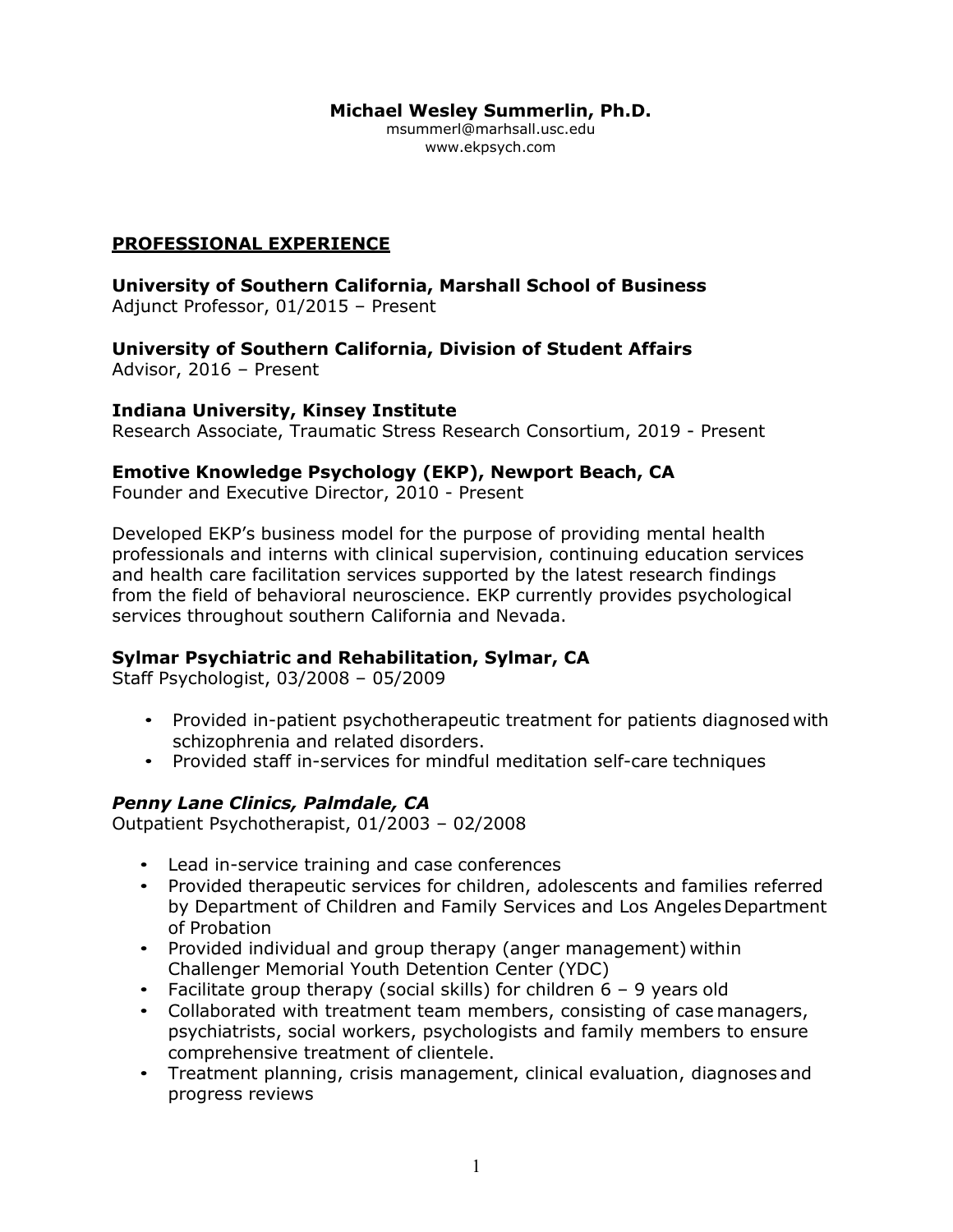**Michael Wesley Summerlin, Ph.D.**
msummerl@marhsall.usc.edu
www.ekpsych.com

## PROFESSIONAL EXPERIENCE

**University of Southern California, Marshall School of Business**
Adjunct Professor, 01/2015 – Present

**University of Southern California, Division of Student Affairs**
Advisor, 2016 – Present

**Indiana University, Kinsey Institute**
Research Associate, Traumatic Stress Research Consortium, 2019 - Present

**Emotive Knowledge Psychology (EKP), Newport Beach, CA**
Founder and Executive Director, 2010 - Present

Developed EKP's business model for the purpose of providing mental health professionals and interns with clinical supervision, continuing education services and health care facilitation services supported by the latest research findings from the field of behavioral neuroscience. EKP currently provides psychological services throughout southern California and Nevada.

**Sylmar Psychiatric and Rehabilitation, Sylmar, CA**
Staff Psychologist, 03/2008 – 05/2009

- Provided in-patient psychotherapeutic treatment for patients diagnosed with schizophrenia and related disorders.
- Provided staff in-services for mindful meditation self-care techniques

***Penny Lane Clinics, Palmdale, CA***
Outpatient Psychotherapist, 01/2003 – 02/2008

- Lead in-service training and case conferences
- Provided therapeutic services for children, adolescents and families referred by Department of Children and Family Services and Los Angeles Department of Probation
- Provided individual and group therapy (anger management) within Challenger Memorial Youth Detention Center (YDC)
- Facilitate group therapy (social skills) for children 6 – 9 years old
- Collaborated with treatment team members, consisting of case managers, psychiatrists, social workers, psychologists and family members to ensure comprehensive treatment of clientele.
- Treatment planning, crisis management, clinical evaluation, diagnoses and progress reviews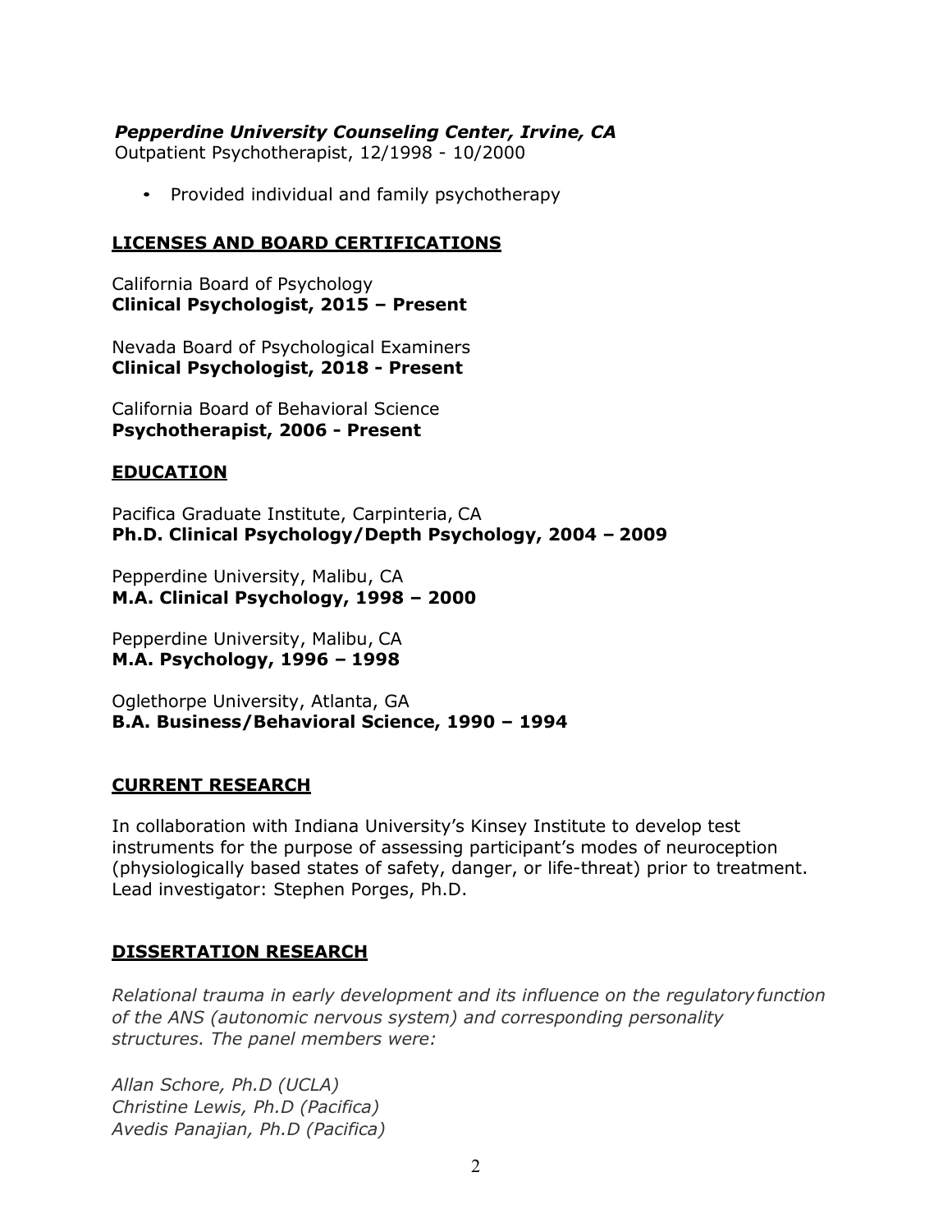***Pepperdine University Counseling Center, Irvine, CA***
Outpatient Psychotherapist, 12/1998 - 10/2000

- Provided individual and family psychotherapy

## LICENSES AND BOARD CERTIFICATIONS

California Board of Psychology
**Clinical Psychologist, 2015 – Present**

Nevada Board of Psychological Examiners
**Clinical Psychologist, 2018 - Present**

California Board of Behavioral Science
**Psychotherapist, 2006 - Present**

## EDUCATION

Pacifica Graduate Institute, Carpinteria, CA
**Ph.D. Clinical Psychology/Depth Psychology, 2004 – 2009**

Pepperdine University, Malibu, CA
**M.A. Clinical Psychology, 1998 – 2000**

Pepperdine University, Malibu, CA
**M.A. Psychology, 1996 – 1998**

Oglethorpe University, Atlanta, GA
**B.A. Business/Behavioral Science, 1990 – 1994**

## CURRENT RESEARCH

In collaboration with Indiana University's Kinsey Institute to develop test instruments for the purpose of assessing participant's modes of neuroception (physiologically based states of safety, danger, or life-threat) prior to treatment. Lead investigator: Stephen Porges, Ph.D.

## DISSERTATION RESEARCH

*Relational trauma in early development and its influence on the regulatory function of the ANS (autonomic nervous system) and corresponding personality structures. The panel members were:*

*Allan Schore, Ph.D (UCLA)*
*Christine Lewis, Ph.D (Pacifica)*
*Avedis Panajian, Ph.D (Pacifica)*